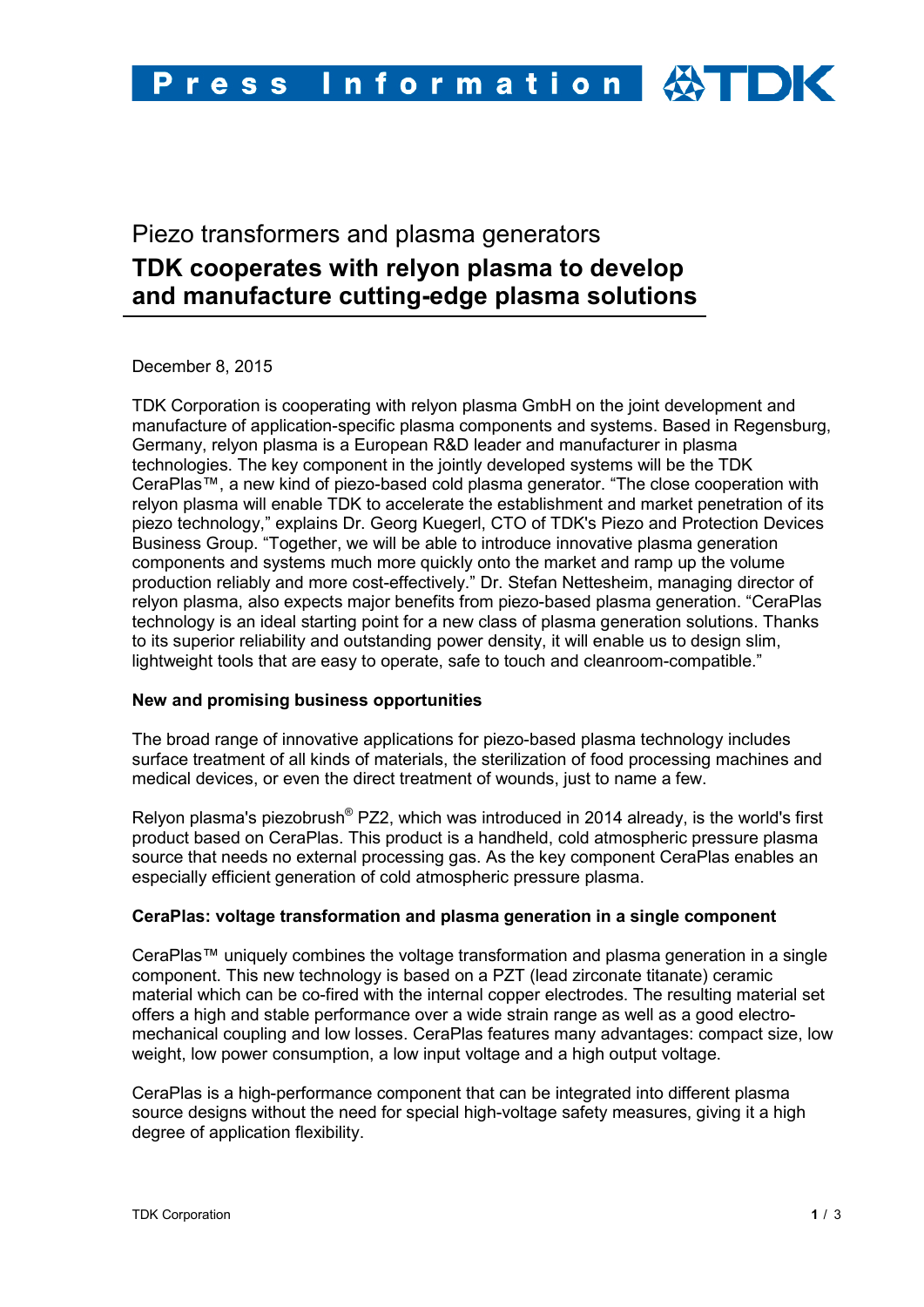Piezo transformers and plasma generators

# TDK cooperates with relyon plasma to develop and manufacture cutting-edge plasma solutions

December 8, 2015

TDK Corporation is cooperating with relyon plasma GmbH on the joint development and manufacture of application-specific plasma components and systems. Based in Regensburg, Germany, relyon plasma is a European R&D leader and manufacturer in plasma technologies. The key component in the jointly developed systems will be the TDK CeraPlas™, a new kind of piezo-based cold plasma generator. “The close cooperation with relyon plasma will enable TDK to accelerate the establishment and market penetration of its piezo technology,” explains Dr. Georg Kuegerl, CTO of TDK's Piezo and Protection Devices Business Group. “Together, we will be able to introduce innovative plasma generation components and systems much more quickly onto the market and ramp up the volume production reliably and more cost-effectively.” Dr. Stefan Nettesheim, managing director of relyon plasma, also expects major benefits from piezo-based plasma generation. “CeraPlas technology is an ideal starting point for a new class of plasma generation solutions. Thanks to its superior reliability and outstanding power density, it will enable us to design slim, lightweight tools that are easy to operate, safe to touch and cleanroom-compatible.”

**New and promising business opportunities**

The broad range of innovative applications for piezo-based plasma technology includes surface treatment of all kinds of materials, the sterilization of food processing machines and medical devices, or even the direct treatment of wounds, just to name a few.

Relyon plasma's piezobrush® PZ2, which was introduced in 2014 already, is the world's first product based on CeraPlas. This product is a handheld, cold atmospheric pressure plasma source that needs no external processing gas. As the key component CeraPlas enables an especially efficient generation of cold atmospheric pressure plasma.

**CeraPlas: voltage transformation and plasma generation in a single component**

CeraPlas™ uniquely combines the voltage transformation and plasma generation in a single component. This new technology is based on a PZT (lead zirconate titanate) ceramic material which can be co-fired with the internal copper electrodes. The resulting material set offers a high and stable performance over a wide strain range as well as a good electro-mechanical coupling and low losses. CeraPlas features many advantages: compact size, low weight, low power consumption, a low input voltage and a high output voltage.

CeraPlas is a high-performance component that can be integrated into different plasma source designs without the need for special high-voltage safety measures, giving it a high degree of application flexibility.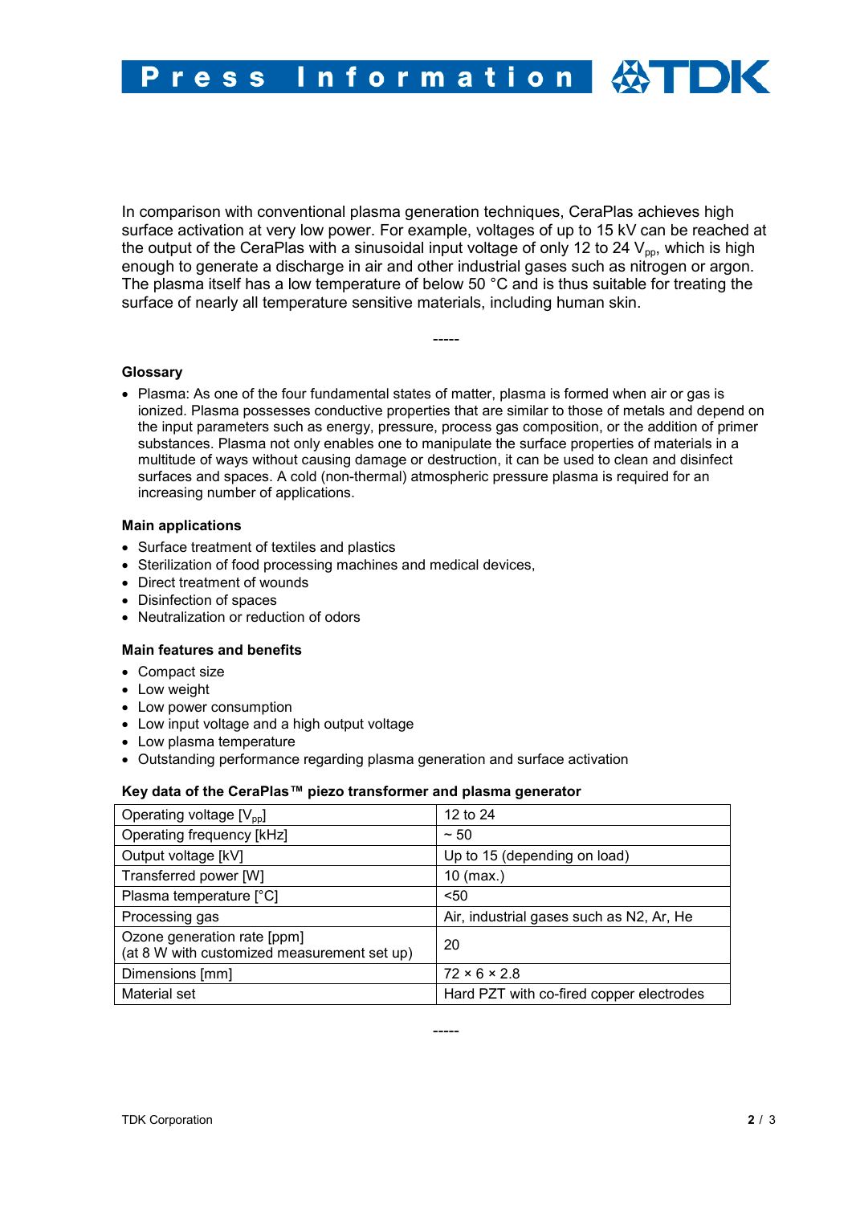In comparison with conventional plasma generation techniques, CeraPlas achieves high surface activation at very low power. For example, voltages of up to 15 kV can be reached at the output of the CeraPlas with a sinusoidal input voltage of only 12 to 24 $V_{pp}$, which is high enough to generate a discharge in air and other industrial gases such as nitrogen or argon. The plasma itself has a low temperature of below 50 °C and is thus suitable for treating the surface of nearly all temperature sensitive materials, including human skin.

-----

**Glossary**

- Plasma: As one of the four fundamental states of matter, plasma is formed when air or gas is ionized. Plasma possesses conductive properties that are similar to those of metals and depend on the input parameters such as energy, pressure, process gas composition, or the addition of primer substances. Plasma not only enables one to manipulate the surface properties of materials in a multitude of ways without causing damage or destruction, it can be used to clean and disinfect surfaces and spaces. A cold (non-thermal) atmospheric pressure plasma is required for an increasing number of applications.

**Main applications**

- Surface treatment of textiles and plastics
- Sterilization of food processing machines and medical devices,
- Direct treatment of wounds
- Disinfection of spaces
- Neutralization or reduction of odors

**Main features and benefits**

- Compact size
- Low weight
- Low power consumption
- Low input voltage and a high output voltage
- Low plasma temperature
- Outstanding performance regarding plasma generation and surface activation

**Key data of the CeraPlas™ piezo transformer and plasma generator**

| Operating voltage [$V_{pp}$] | 12 to 24 |
|---|---|
| Operating frequency [kHz] | ~ 50 |
| Output voltage [kV] | Up to 15 (depending on load) |
| Transferred power [W] | 10 (max.) |
| Plasma temperature [°C] | <50 |
| Processing gas | Air, industrial gases such as N2, Ar, He |
| Ozone generation rate [ppm] (at 8 W with customized measurement set up) | 20 |
| Dimensions [mm] | 72 × 6 × 2.8 |
| Material set | Hard PZT with co-fired copper electrodes |

-----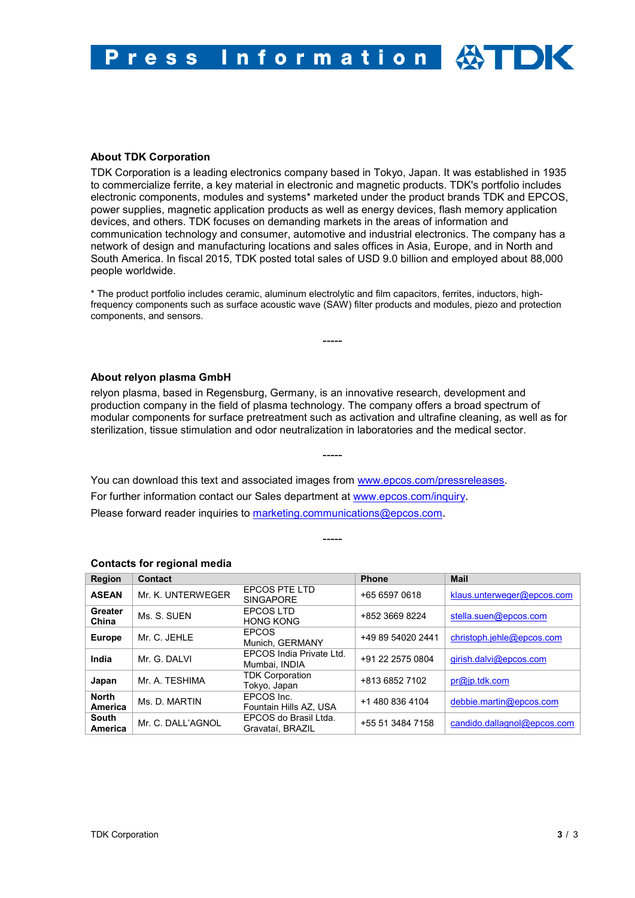## About TDK Corporation

TDK Corporation is a leading electronics company based in Tokyo, Japan. It was established in 1935 to commercialize ferrite, a key material in electronic and magnetic products. TDK's portfolio includes electronic components, modules and systems* marketed under the product brands TDK and EPCOS, power supplies, magnetic application products as well as energy devices, flash memory application devices, and others. TDK focuses on demanding markets in the areas of information and communication technology and consumer, automotive and industrial electronics. The company has a network of design and manufacturing locations and sales offices in Asia, Europe, and in North and South America. In fiscal 2015, TDK posted total sales of USD 9.0 billion and employed about 88,000 people worldwide.

* The product portfolio includes ceramic, aluminum electrolytic and film capacitors, ferrites, inductors, high-frequency components such as surface acoustic wave (SAW) filter products and modules, piezo and protection components, and sensors.

-----

## About relyon plasma GmbH

relyon plasma, based in Regensburg, Germany, is an innovative research, development and production company in the field of plasma technology. The company offers a broad spectrum of modular components for surface pretreatment such as activation and ultrafine cleaning, as well as for sterilization, tissue stimulation and odor neutralization in laboratories and the medical sector.

-----

You can download this text and associated images from www.epcos.com/pressreleases.

For further information contact our Sales department at www.epcos.com/inquiry.

Please forward reader inquiries to marketing.communications@epcos.com.

-----

## Contacts for regional media

| Region | Contact | | Phone | Mail |
|---|---|---|---|---|
| **ASEAN** | Mr. K. UNTERWEGER | EPCOS PTE LTD SINGAPORE | +65 6597 0618 | klaus.unterweger@epcos.com |
| **Greater China** | Ms. S. SUEN | EPCOS LTD HONG KONG | +852 3669 8224 | stella.suen@epcos.com |
| **Europe** | Mr. C. JEHLE | EPCOS Munich, GERMANY | +49 89 54020 2441 | christoph.jehle@epcos.com |
| **India** | Mr. G. DALVI | EPCOS India Private Ltd. Mumbai, INDIA | +91 22 2575 0804 | girish.dalvi@epcos.com |
| **Japan** | Mr. A. TESHIMA | TDK Corporation Tokyo, Japan | +813 6852 7102 | pr@jp.tdk.com |
| **North America** | Ms. D. MARTIN | EPCOS Inc. Fountain Hills AZ, USA | +1 480 836 4104 | debbie.martin@epcos.com |
| **South America** | Mr. C. DALL'AGNOL | EPCOS do Brasil Ltda. Gravataí, BRAZIL | +55 51 3484 7158 | candido.dallagnol@epcos.com |